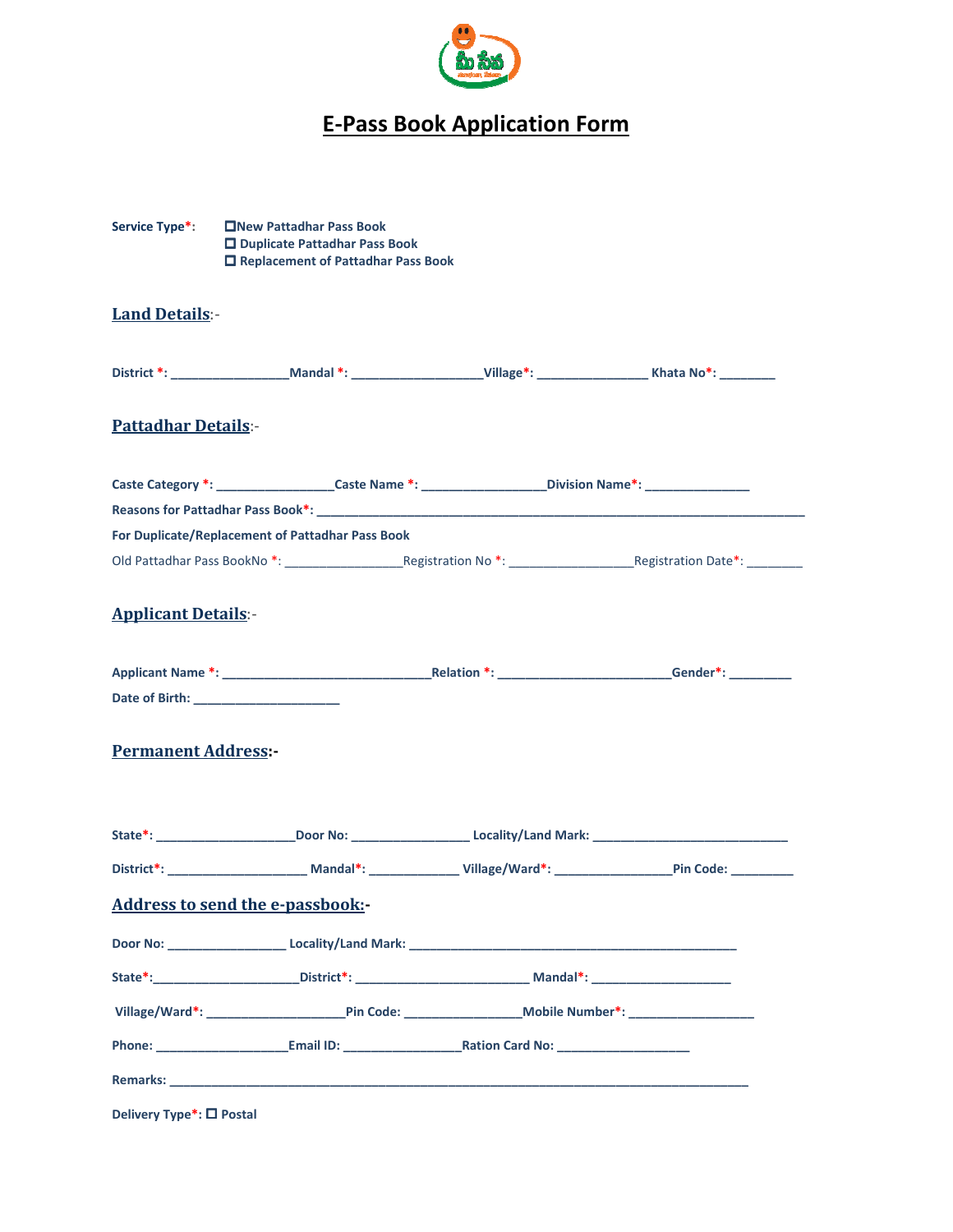# E-Pass Book Application Form

**Service Type*:** ☐ New Pattadhar Pass Book
☐ Duplicate Pattadhar Pass Book
☐ Replacement of Pattadhar Pass Book

## Land Details:-

**District *:** ________________ **Mandal *:** __________________ **Village*:** _______________ **Khata No*:** ________

## Pattadhar Details:-

**Caste Category *:** ________________ **Caste Name *:** _________________ **Division Name*:** _______________

**Reasons for Pattadhar Pass Book*:** ______________________________________________________________________

**For Duplicate/Replacement of Pattadhar Pass Book**

Old Pattadhar Pass BookNo *: ________________ Registration No *: _________________ Registration Date*: ________

## Applicant Details:-

**Applicant Name *:** ______________________________ **Relation *:** ________________________ **Gender*:** _________

**Date of Birth:** ____________________

## Permanent Address:-

**State*:** ____________________ **Door No:** ________________ **Locality/Land Mark:** ____________________________

**District*:** ___________________ **Mandal*:** ____________ **Village/Ward*:** ________________ **Pin Code:** _________

## Address to send the e-passbook:-

**Door No:** ________________ **Locality/Land Mark:** _______________________________________________

**State*:** ____________________ **District*:** ________________________ **Mandal*:** ____________________

**Village/Ward*:** ____________________ **Pin Code:** ________________ **Mobile Number*:** __________________

**Phone:** __________________ **Email ID:** _________________ **Ration Card No:** ___________________

**Remarks:** ___________________________________________________________________________________

**Delivery Type*:** ☐ Postal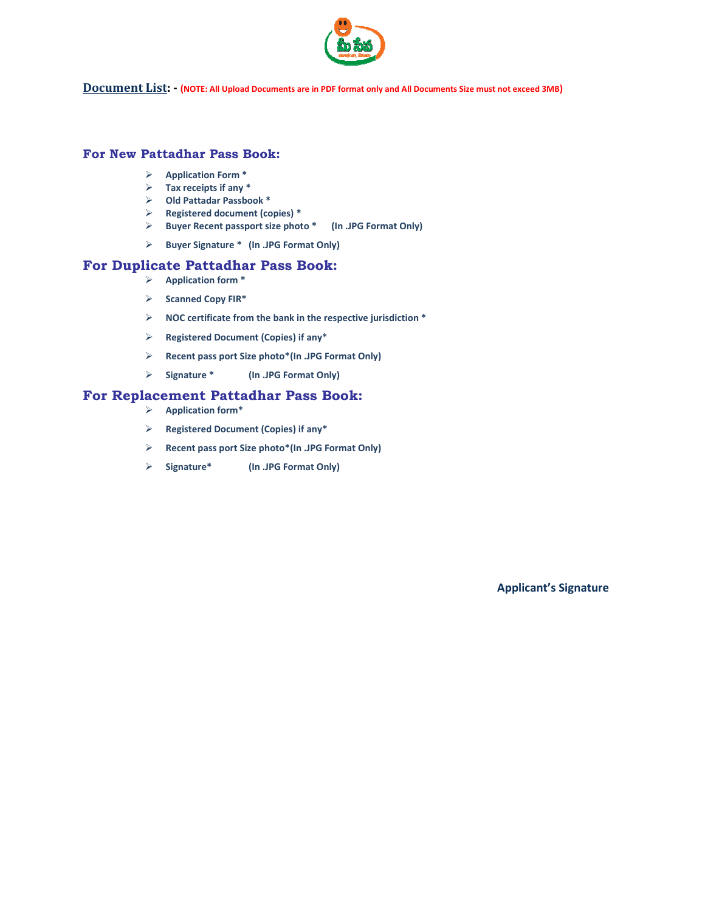**Document List**: - **(NOTE: All Upload Documents are in PDF format only and All Documents Size must not exceed 3MB)**

## For New Pattadhar Pass Book:

- **Application Form ***
- **Tax receipts if any ***
- **Old Pattadar Passbook ***
- **Registered document (copies) ***
- **Buyer Recent passport size photo * (In .JPG Format Only)**
- **Buyer Signature * (In .JPG Format Only)**

## For Duplicate Pattadhar Pass Book:

- **Application form ***
- **Scanned Copy FIR***
- **NOC certificate from the bank in the respective jurisdiction ***
- **Registered Document (Copies) if any***
- **Recent pass port Size photo*(In .JPG Format Only)**
- **Signature * (In .JPG Format Only)**

## For Replacement Pattadhar Pass Book:

- **Application form***
- **Registered Document (Copies) if any***
- **Recent pass port Size photo*(In .JPG Format Only)**
- **Signature* (In .JPG Format Only)**

**Applicant's Signature**